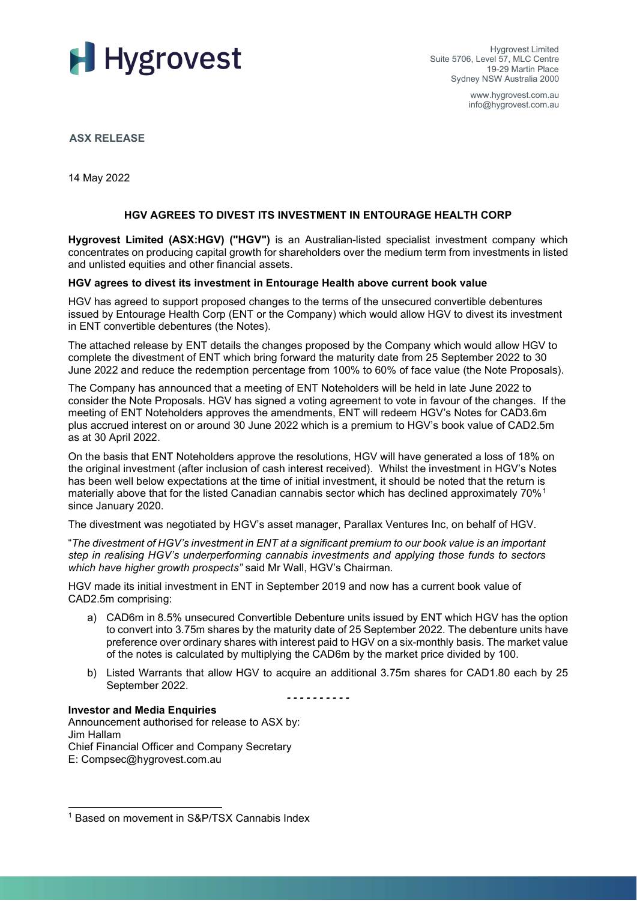# Hygrovest

Hygrovest Limited
Suite 5706, Level 57, MLC Centre
19-29 Martin Place
Sydney NSW Australia 2000

www.hygrovest.com.au
info@hygrovest.com.au

**ASX RELEASE**

14 May 2022

## HGV AGREES TO DIVEST ITS INVESTMENT IN ENTOURAGE HEALTH CORP

**Hygrovest Limited (ASX:HGV) ("HGV")** is an Australian-listed specialist investment company which concentrates on producing capital growth for shareholders over the medium term from investments in listed and unlisted equities and other financial assets.

### HGV agrees to divest its investment in Entourage Health above current book value

HGV has agreed to support proposed changes to the terms of the unsecured convertible debentures issued by Entourage Health Corp (ENT or the Company) which would allow HGV to divest its investment in ENT convertible debentures (the Notes).

The attached release by ENT details the changes proposed by the Company which would allow HGV to complete the divestment of ENT which bring forward the maturity date from 25 September 2022 to 30 June 2022 and reduce the redemption percentage from 100% to 60% of face value (the Note Proposals).

The Company has announced that a meeting of ENT Noteholders will be held in late June 2022 to consider the Note Proposals. HGV has signed a voting agreement to vote in favour of the changes. If the meeting of ENT Noteholders approves the amendments, ENT will redeem HGV's Notes for CAD3.6m plus accrued interest on or around 30 June 2022 which is a premium to HGV's book value of CAD2.5m as at 30 April 2022.

On the basis that ENT Noteholders approve the resolutions, HGV will have generated a loss of 18% on the original investment (after inclusion of cash interest received). Whilst the investment in HGV's Notes has been well below expectations at the time of initial investment, it should be noted that the return is materially above that for the listed Canadian cannabis sector which has declined approximately 70%[1] since January 2020.

The divestment was negotiated by HGV's asset manager, Parallax Ventures Inc, on behalf of HGV.

"*The divestment of HGV's investment in ENT at a significant premium to our book value is an important step in realising HGV's underperforming cannabis investments and applying those funds to sectors which have higher growth prospects"* said Mr Wall, HGV's Chairman.

HGV made its initial investment in ENT in September 2019 and now has a current book value of CAD2.5m comprising:

a) CAD6m in 8.5% unsecured Convertible Debenture units issued by ENT which HGV has the option to convert into 3.75m shares by the maturity date of 25 September 2022. The debenture units have preference over ordinary shares with interest paid to HGV on a six-monthly basis. The market value of the notes is calculated by multiplying the CAD6m by the market price divided by 100.

b) Listed Warrants that allow HGV to acquire an additional 3.75m shares for CAD1.80 each by 25 September 2022.

- - - - - - - - - -

**Investor and Media Enquiries**
Announcement authorised for release to ASX by:
Jim Hallam
Chief Financial Officer and Company Secretary
E: Compsec@hygrovest.com.au

[1] Based on movement in S&P/TSX Cannabis Index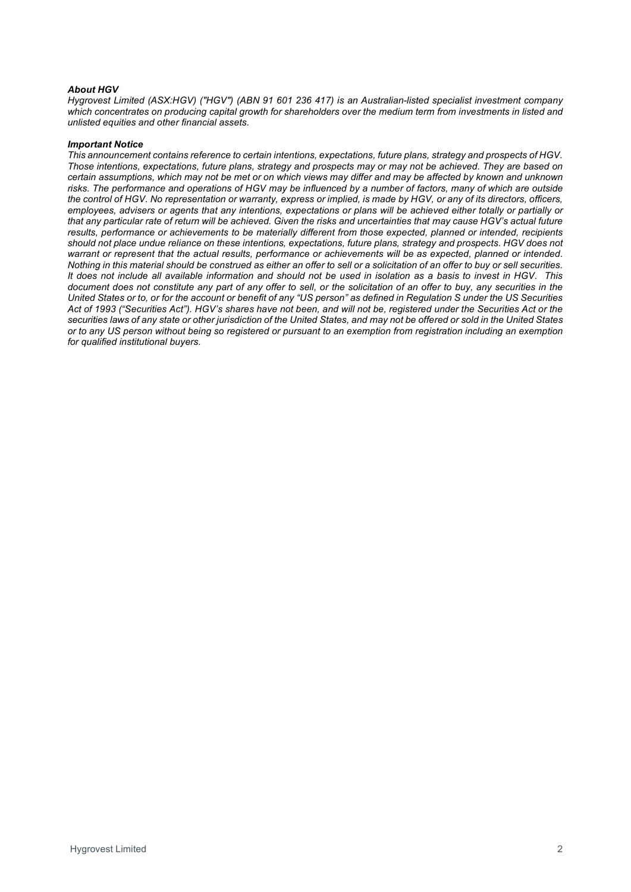***About HGV***

*Hygrovest Limited (ASX:HGV) ("HGV") (ABN 91 601 236 417) is an Australian-listed specialist investment company which concentrates on producing capital growth for shareholders over the medium term from investments in listed and unlisted equities and other financial assets.*

***Important Notice***

*This announcement contains reference to certain intentions, expectations, future plans, strategy and prospects of HGV. Those intentions, expectations, future plans, strategy and prospects may or may not be achieved. They are based on certain assumptions, which may not be met or on which views may differ and may be affected by known and unknown risks. The performance and operations of HGV may be influenced by a number of factors, many of which are outside the control of HGV. No representation or warranty, express or implied, is made by HGV, or any of its directors, officers, employees, advisers or agents that any intentions, expectations or plans will be achieved either totally or partially or that any particular rate of return will be achieved. Given the risks and uncertainties that may cause HGV's actual future results, performance or achievements to be materially different from those expected, planned or intended, recipients should not place undue reliance on these intentions, expectations, future plans, strategy and prospects. HGV does not warrant or represent that the actual results, performance or achievements will be as expected, planned or intended. Nothing in this material should be construed as either an offer to sell or a solicitation of an offer to buy or sell securities. It does not include all available information and should not be used in isolation as a basis to invest in HGV. This document does not constitute any part of any offer to sell, or the solicitation of an offer to buy, any securities in the United States or to, or for the account or benefit of any "US person" as defined in Regulation S under the US Securities Act of 1993 ("Securities Act"). HGV's shares have not been, and will not be, registered under the Securities Act or the securities laws of any state or other jurisdiction of the United States, and may not be offered or sold in the United States or to any US person without being so registered or pursuant to an exemption from registration including an exemption for qualified institutional buyers.*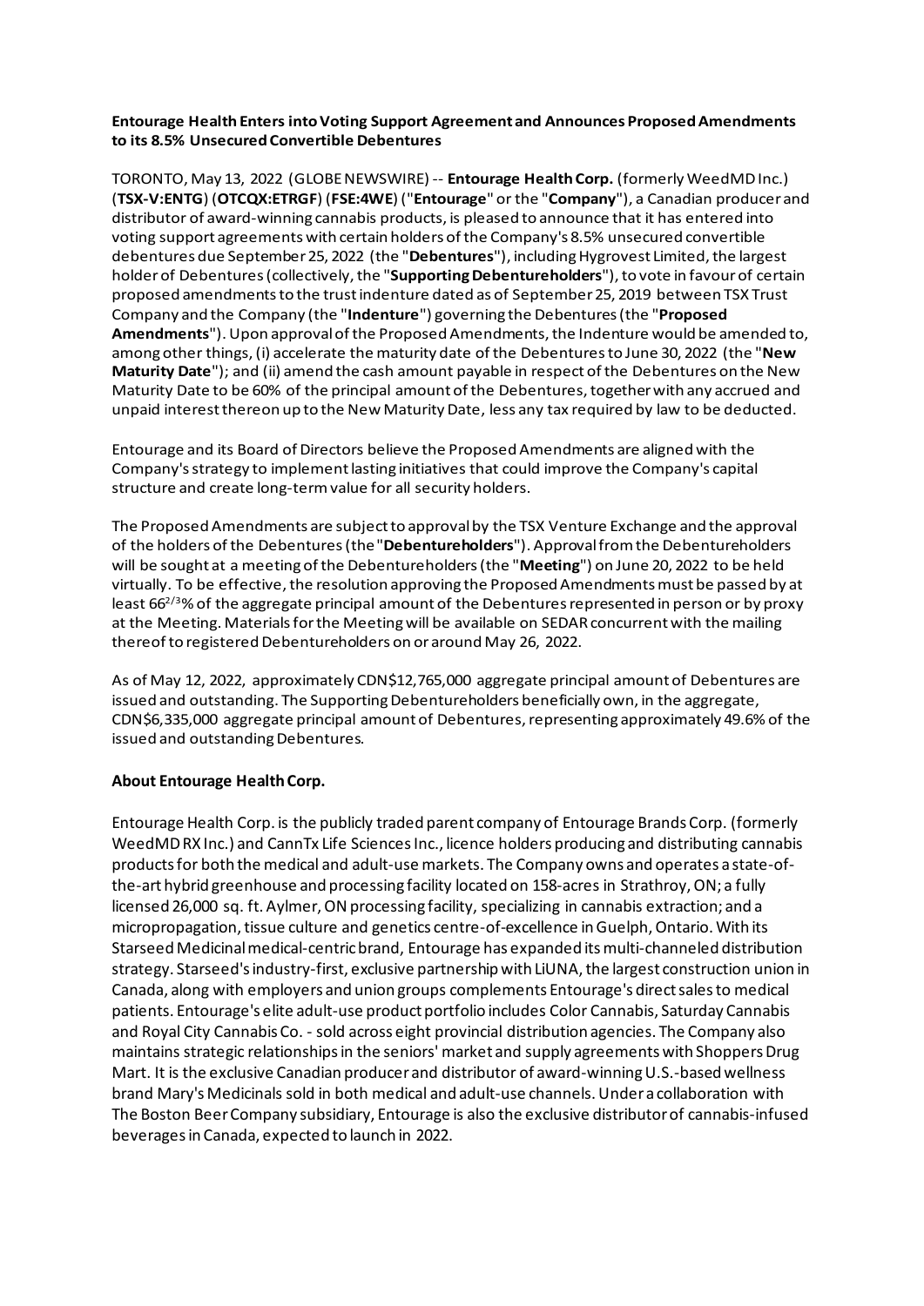**Entourage Health Enters into Voting Support Agreement and Announces Proposed Amendments to its 8.5% Unsecured Convertible Debentures**

TORONTO, May 13, 2022 (GLOBE NEWSWIRE) -- **Entourage Health Corp.** (formerly WeedMD Inc.) (**TSX-V:ENTG**) (**OTCQX:ETRGF**) (**FSE:4WE**) ("**Entourage**" or the "**Company**"), a Canadian producer and distributor of award-winning cannabis products, is pleased to announce that it has entered into voting support agreements with certain holders of the Company's 8.5% unsecured convertible debentures due September 25, 2022 (the "**Debentures**"), including Hygrovest Limited, the largest holder of Debentures (collectively, the "**Supporting Debentureholders**"), to vote in favour of certain proposed amendments to the trust indenture dated as of September 25, 2019 between TSX Trust Company and the Company (the "**Indenture**") governing the Debentures (the "**Proposed Amendments**"). Upon approval of the Proposed Amendments, the Indenture would be amended to, among other things, (i) accelerate the maturity date of the Debentures to June 30, 2022 (the "**New Maturity Date**"); and (ii) amend the cash amount payable in respect of the Debentures on the New Maturity Date to be 60% of the principal amount of the Debentures, together with any accrued and unpaid interest thereon up to the New Maturity Date, less any tax required by law to be deducted.

Entourage and its Board of Directors believe the Proposed Amendments are aligned with the Company's strategy to implement lasting initiatives that could improve the Company's capital structure and create long-term value for all security holders.

The Proposed Amendments are subject to approval by the TSX Venture Exchange and the approval of the holders of the Debentures (the "**Debentureholders**"). Approval from the Debentureholders will be sought at a meeting of the Debentureholders (the "**Meeting**") on June 20, 2022 to be held virtually. To be effective, the resolution approving the Proposed Amendments must be passed by at least $66^{2/3}$% of the aggregate principal amount of the Debentures represented in person or by proxy at the Meeting. Materials for the Meeting will be available on SEDAR concurrent with the mailing thereof to registered Debentureholders on or around May 26, 2022.

As of May 12, 2022, approximately CDN$12,765,000 aggregate principal amount of Debentures are issued and outstanding. The Supporting Debentureholders beneficially own, in the aggregate, CDN$6,335,000 aggregate principal amount of Debentures, representing approximately 49.6% of the issued and outstanding Debentures.

## About Entourage Health Corp.

Entourage Health Corp. is the publicly traded parent company of Entourage Brands Corp. (formerly WeedMD RX Inc.) and CannTx Life Sciences Inc., licence holders producing and distributing cannabis products for both the medical and adult-use markets. The Company owns and operates a state-of-the-art hybrid greenhouse and processing facility located on 158-acres in Strathroy, ON; a fully licensed 26,000 sq. ft. Aylmer, ON processing facility, specializing in cannabis extraction; and a micropropagation, tissue culture and genetics centre-of-excellence in Guelph, Ontario. With its Starseed Medicinal medical-centric brand, Entourage has expanded its multi-channeled distribution strategy. Starseed's industry-first, exclusive partnership with LiUNA, the largest construction union in Canada, along with employers and union groups complements Entourage's direct sales to medical patients. Entourage's elite adult-use product portfolio includes Color Cannabis, Saturday Cannabis and Royal City Cannabis Co. - sold across eight provincial distribution agencies. The Company also maintains strategic relationships in the seniors' market and supply agreements with Shoppers Drug Mart. It is the exclusive Canadian producer and distributor of award-winning U.S.-based wellness brand Mary's Medicinals sold in both medical and adult-use channels. Under a collaboration with The Boston Beer Company subsidiary, Entourage is also the exclusive distributor of cannabis-infused beverages in Canada, expected to launch in 2022.